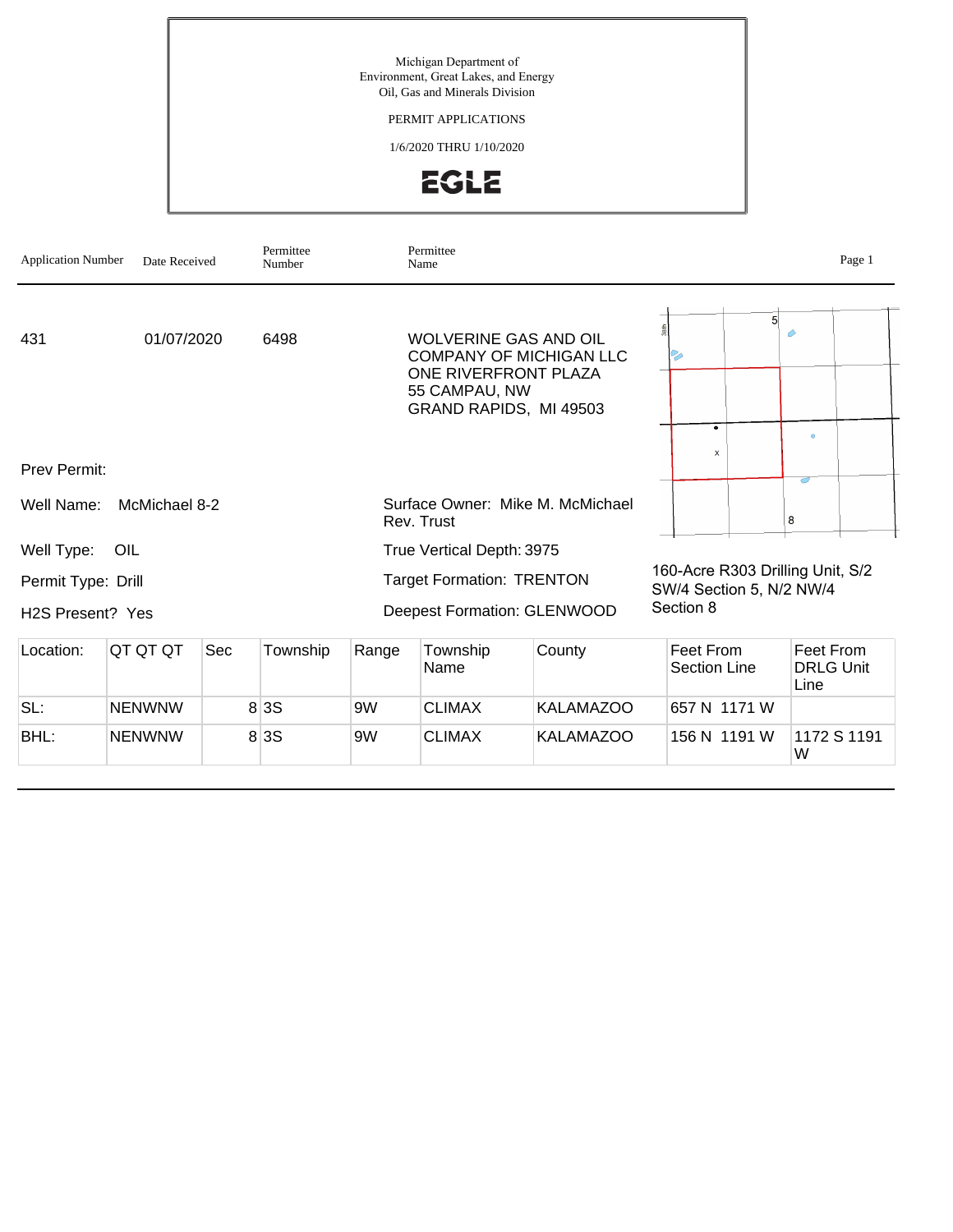Michigan Department of
Environment, Great Lakes, and Energy
Oil, Gas and Minerals Division

PERMIT APPLICATIONS

1/6/2020 THRU 1/10/2020

EGLE

| Application Number | Date Received | Permittee Number | Permittee Name |
|---|---|---|---|
| 431 | 01/07/2020 | 6498 | WOLVERINE GAS AND OIL COMPANY OF MICHIGAN LLC<br>ONE RIVERFRONT PLAZA<br>55 CAMPAU, NW<br>GRAND RAPIDS, MI 49503 |

Prev Permit:

Well Name: McMichael 8-2

Surface Owner: Mike M. McMichael Rev. Trust

Well Type: OIL

True Vertical Depth: 3975

Permit Type: Drill

Target Formation: TRENTON

H2S Present? Yes

Deepest Formation: GLENWOOD

160-Acre R303 Drilling Unit, S/2 SW/4 Section 5, N/2 NW/4 Section 8

| Location: | QT QT QT | Sec | Township | Range | Township Name | County | Feet From Section Line | Feet From DRLG Unit Line |
|---|---|---|---|---|---|---|---|---|
| SL: | NENWNW | 8 | 3S | 9W | CLIMAX | KALAMAZOO | 657 N 1171 W | |
| BHL: | NENWNW | 8 | 3S | 9W | CLIMAX | KALAMAZOO | 156 N 1191 W | 1172 S 1191 W |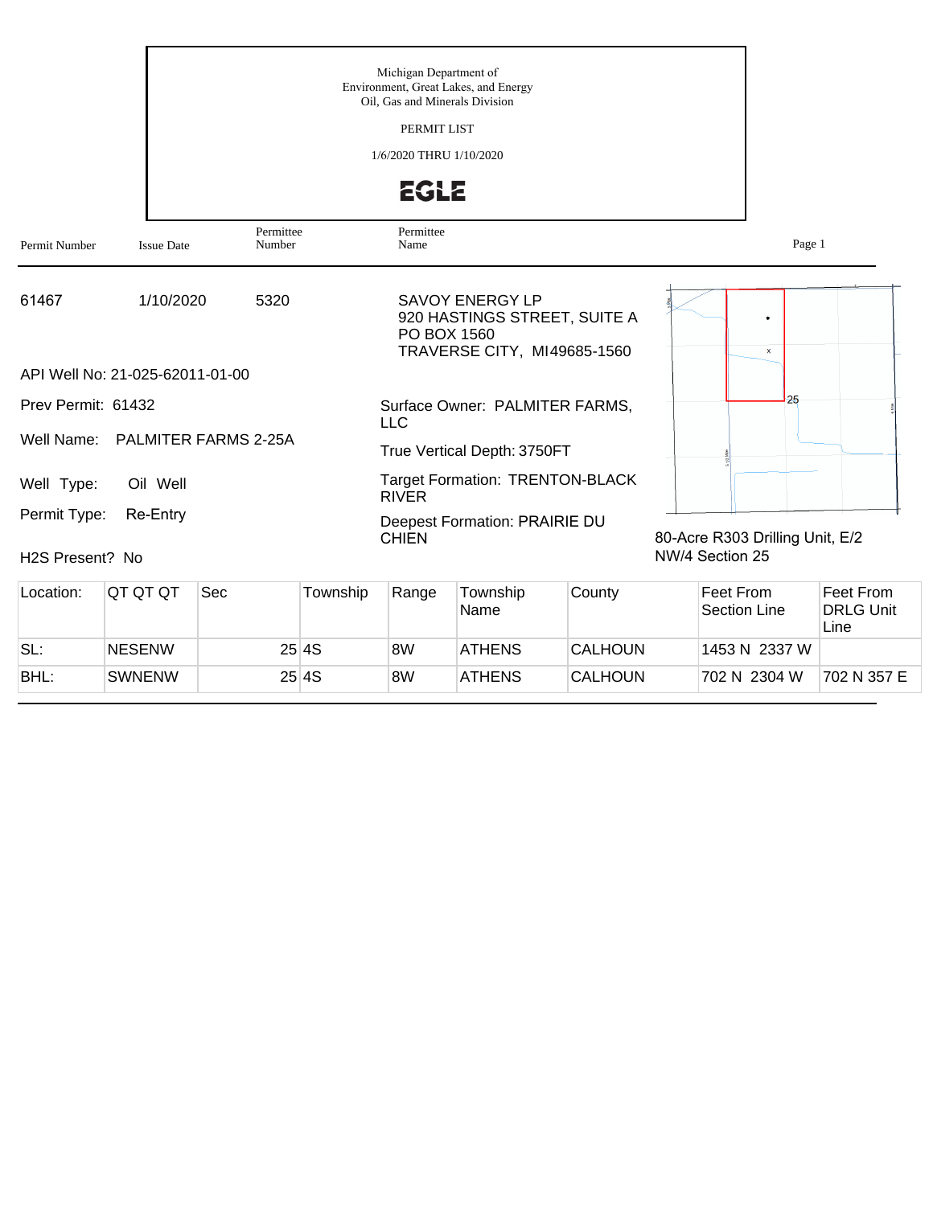Michigan Department of
Environment, Great Lakes, and Energy
Oil, Gas and Minerals Division

PERMIT LIST

1/6/2020 THRU 1/10/2020

EGLE

| Permit Number | Issue Date | Permittee Number | Permittee Name |
|---|---|---|---|
| 61467 | 1/10/2020 | 5320 | SAVOY ENERGY LP<br>920 HASTINGS STREET, SUITE A<br>PO BOX 1560<br>TRAVERSE CITY, MI49685-1560 |

API Well No: 21-025-62011-01-00

Prev Permit: 61432

Well Name: PALMITER FARMS 2-25A

Well Type: Oil Well

Permit Type: Re-Entry

H2S Present? No

Surface Owner: PALMITER FARMS, LLC

True Vertical Depth: 3750FT

Target Formation: TRENTON-BLACK RIVER

Deepest Formation: PRAIRIE DU CHIEN

80-Acre R303 Drilling Unit, E/2 NW/4 Section 25

| Location: | QT QT QT | Sec | Township | Range | Township Name | County | Feet From Section Line | Feet From DRLG Unit Line |
|---|---|---|---|---|---|---|---|---|
| SL: | NESENW | 25 | 4S | 8W | ATHENS | CALHOUN | 1453 N 2337 W | |
| BHL: | SWNENW | 25 | 4S | 8W | ATHENS | CALHOUN | 702 N 2304 W | 702 N 357 E |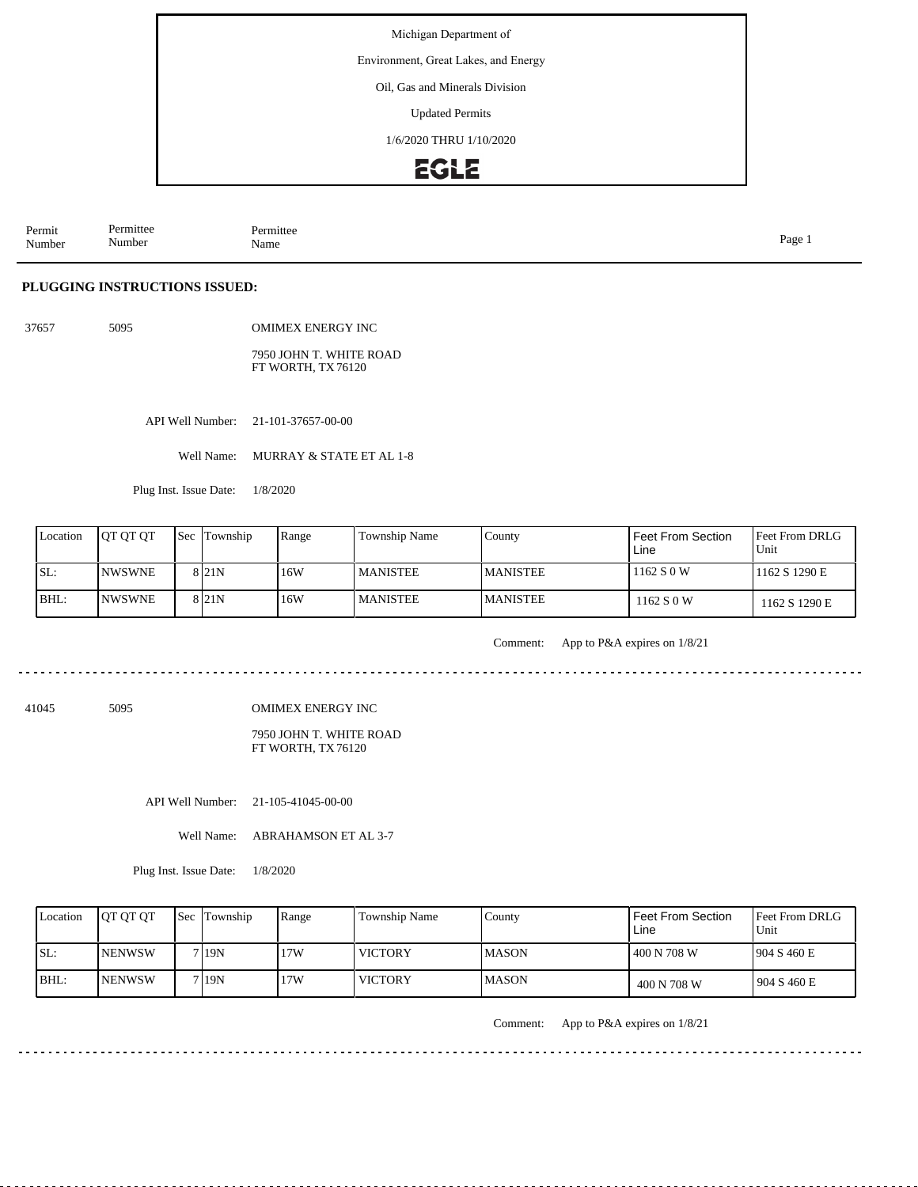Michigan Department of

Environment, Great Lakes, and Energy

Oil, Gas and Minerals Division

Updated Permits

1/6/2020 THRU 1/10/2020

EGLE

| Permit Number | Permittee Number | Permittee Name |
|---|---|---|

**PLUGGING INSTRUCTIONS ISSUED:**

37657 5095 OMIMEX ENERGY INC

7950 JOHN T. WHITE ROAD
FT WORTH, TX 76120

API Well Number: 21-101-37657-00-00

Well Name: MURRAY & STATE ET AL 1-8

Plug Inst. Issue Date: 1/8/2020

| Location | QT QT QT | Sec | Township | Range | Township Name | County | Feet From Section Line | Feet From DRLG Unit |
|---|---|---|---|---|---|---|---|---|
| SL: | NWSWNE | 8 | 21N | 16W | MANISTEE | MANISTEE | 1162 S 0 W | 1162 S 1290 E |
| BHL: | NWSWNE | 8 | 21N | 16W | MANISTEE | MANISTEE | 1162 S 0 W | 1162 S 1290 E |

Comment: App to P&A expires on 1/8/21

---

41045 5095 OMIMEX ENERGY INC

7950 JOHN T. WHITE ROAD
FT WORTH, TX 76120

API Well Number: 21-105-41045-00-00

Well Name: ABRAHAMSON ET AL 3-7

Plug Inst. Issue Date: 1/8/2020

| Location | QT QT QT | Sec | Township | Range | Township Name | County | Feet From Section Line | Feet From DRLG Unit |
|---|---|---|---|---|---|---|---|---|
| SL: | NENWSW | 7 | 19N | 17W | VICTORY | MASON | 400 N 708 W | 904 S 460 E |
| BHL: | NENWSW | 7 | 19N | 17W | VICTORY | MASON | 400 N 708 W | 904 S 460 E |

Comment: App to P&A expires on 1/8/21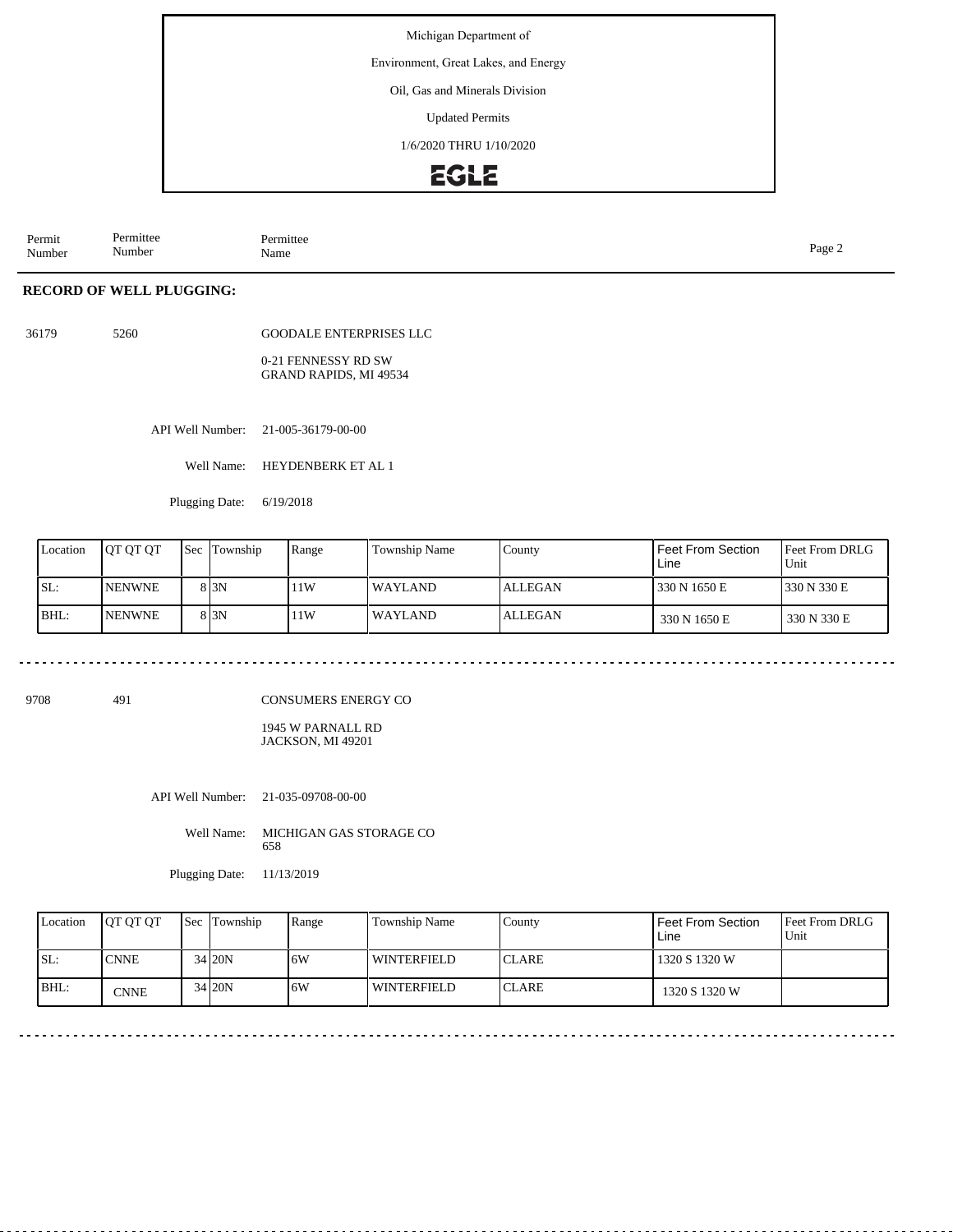Michigan Department of

Environment, Great Lakes, and Energy

Oil, Gas and Minerals Division

Updated Permits

1/6/2020 THRU 1/10/2020

EGLE

| Permit Number | Permittee Number | Permittee Name |
|---|---|---|

## RECORD OF WELL PLUGGING:

36179 5260 GOODALE ENTERPRISES LLC

0-21 FENNESSY RD SW
GRAND RAPIDS, MI 49534

API Well Number: 21-005-36179-00-00

Well Name: HEYDENBERK ET AL 1

Plugging Date: 6/19/2018

| Location | QT QT QT | Sec | Township | Range | Township Name | County | Feet From Section Line | Feet From DRLG Unit |
|---|---|---|---|---|---|---|---|---|
| SL: | NENWNE | 8 | 3N | 11W | WAYLAND | ALLEGAN | 330 N 1650 E | 330 N 330 E |
| BHL: | NENWNE | 8 | 3N | 11W | WAYLAND | ALLEGAN | 330 N 1650 E | 330 N 330 E |

---

9708 491 CONSUMERS ENERGY CO

1945 W PARNALL RD
JACKSON, MI 49201

API Well Number: 21-035-09708-00-00

Well Name: MICHIGAN GAS STORAGE CO 658

Plugging Date: 11/13/2019

| Location | QT QT QT | Sec | Township | Range | Township Name | County | Feet From Section Line | Feet From DRLG Unit |
|---|---|---|---|---|---|---|---|---|
| SL: | CNNE | 34 | 20N | 6W | WINTERFIELD | CLARE | 1320 S 1320 W | |
| BHL: | CNNE | 34 | 20N | 6W | WINTERFIELD | CLARE | 1320 S 1320 W | |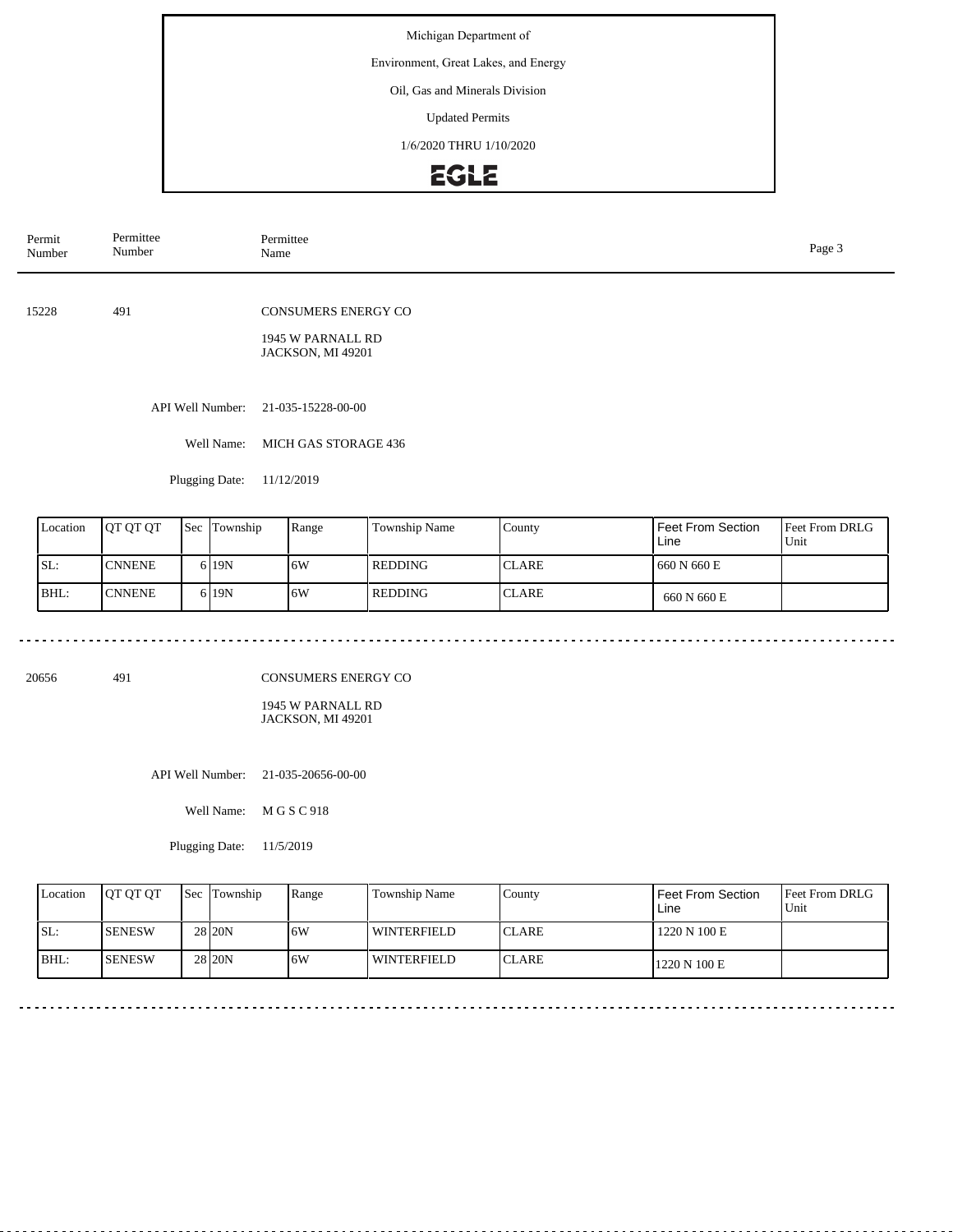Michigan Department of

Environment, Great Lakes, and Energy

Oil, Gas and Minerals Division

Updated Permits

1/6/2020 THRU 1/10/2020

EGLE

| Permit Number | Permittee Number | Permittee Name |
|---|---|---|

15228 491 CONSUMERS ENERGY CO

1945 W PARNALL RD
JACKSON, MI 49201

API Well Number: 21-035-15228-00-00

Well Name: MICH GAS STORAGE 436

Plugging Date: 11/12/2019

| Location | QT QT QT | Sec | Township | Range | Township Name | County | Feet From Section Line | Feet From DRLG Unit |
|---|---|---|---|---|---|---|---|---|
| SL: | CNNENE | 6 | 19N | 6W | REDDING | CLARE | 660 N 660 E | |
| BHL: | CNNENE | 6 | 19N | 6W | REDDING | CLARE | 660 N 660 E | |

---

20656 491 CONSUMERS ENERGY CO

1945 W PARNALL RD
JACKSON, MI 49201

API Well Number: 21-035-20656-00-00

Well Name: M G S C 918

Plugging Date: 11/5/2019

| Location | QT QT QT | Sec | Township | Range | Township Name | County | Feet From Section Line | Feet From DRLG Unit |
|---|---|---|---|---|---|---|---|---|
| SL: | SENESW | 28 | 20N | 6W | WINTERFIELD | CLARE | 1220 N 100 E | |
| BHL: | SENESW | 28 | 20N | 6W | WINTERFIELD | CLARE | 1220 N 100 E | |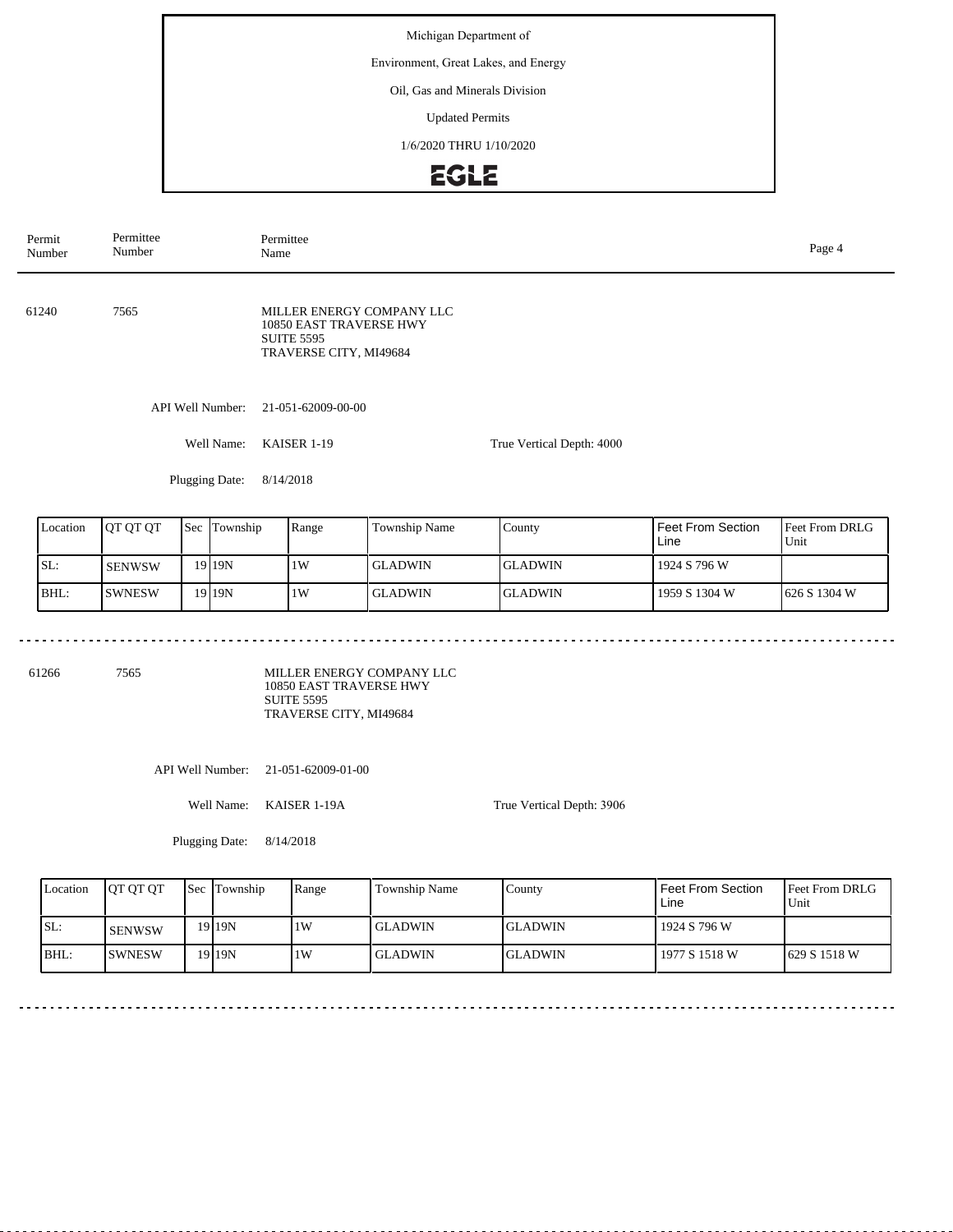Michigan Department of

Environment, Great Lakes, and Energy

Oil, Gas and Minerals Division

Updated Permits

1/6/2020 THRU 1/10/2020

EGLE

| Permit Number | Permittee Number | Permittee Name |
|---|---|---|

---

**61240** | **7565**

MILLER ENERGY COMPANY LLC
10850 EAST TRAVERSE HWY
SUITE 5595
TRAVERSE CITY, MI49684

API Well Number: 21-051-62009-00-00

Well Name: KAISER 1-19

True Vertical Depth: 4000

Plugging Date: 8/14/2018

| Location | QT QT QT | Sec | Township | Range | Township Name | County | Feet From Section Line | Feet From DRLG Unit |
|---|---|---|---|---|---|---|---|---|
| SL: | SENWSW | 19 | 19N | 1W | GLADWIN | GLADWIN | 1924 S 796 W | |
| BHL: | SWNESW | 19 | 19N | 1W | GLADWIN | GLADWIN | 1959 S 1304 W | 626 S 1304 W |

---

**61266** | **7565**

MILLER ENERGY COMPANY LLC
10850 EAST TRAVERSE HWY
SUITE 5595
TRAVERSE CITY, MI49684

API Well Number: 21-051-62009-01-00

Well Name: KAISER 1-19A

True Vertical Depth: 3906

Plugging Date: 8/14/2018

| Location | QT QT QT | Sec | Township | Range | Township Name | County | Feet From Section Line | Feet From DRLG Unit |
|---|---|---|---|---|---|---|---|---|
| SL: | SENWSW | 19 | 19N | 1W | GLADWIN | GLADWIN | 1924 S 796 W | |
| BHL: | SWNESW | 19 | 19N | 1W | GLADWIN | GLADWIN | 1977 S 1518 W | 629 S 1518 W |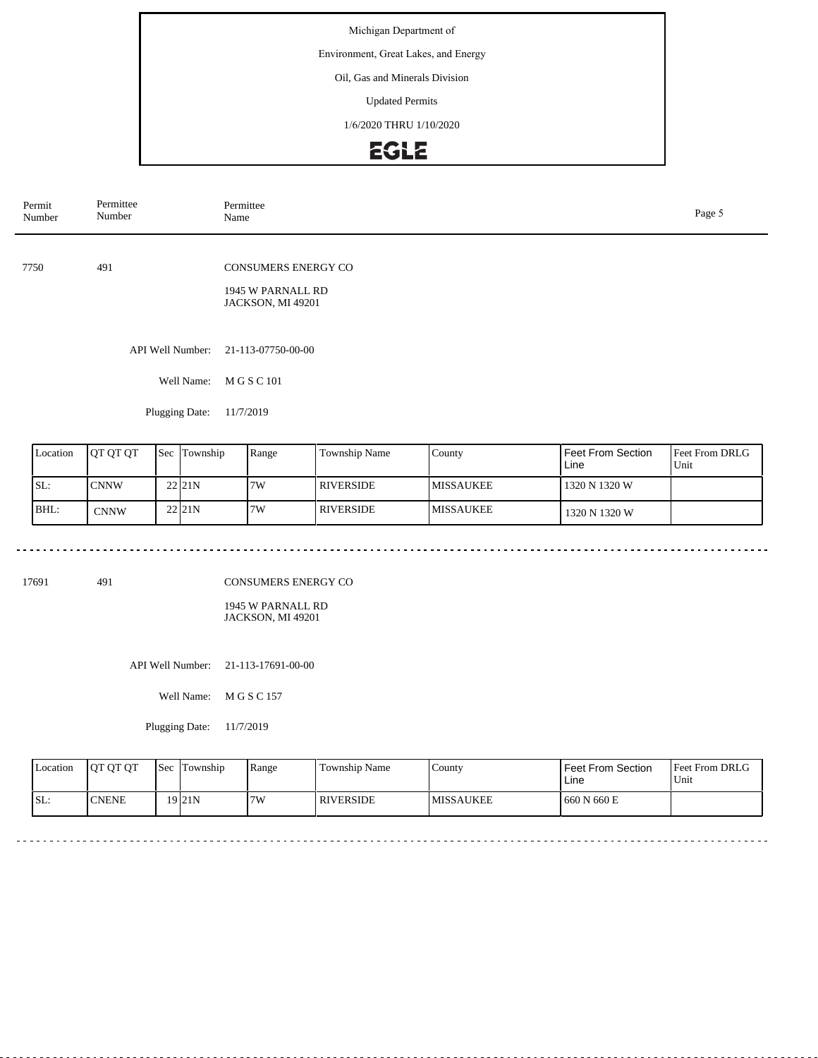Michigan Department of

Environment, Great Lakes, and Energy

Oil, Gas and Minerals Division

Updated Permits

1/6/2020 THRU 1/10/2020

EGLE

| Permit Number | Permittee Number | Permittee Name |
|---|---|---|

7750 491 CONSUMERS ENERGY CO

1945 W PARNALL RD
JACKSON, MI 49201

API Well Number: 21-113-07750-00-00

Well Name: M G S C 101

Plugging Date: 11/7/2019

| Location | QT QT QT | Sec | Township | Range | Township Name | County | Feet From Section Line | Feet From DRLG Unit |
|---|---|---|---|---|---|---|---|---|
| SL: | CNNW | 22 | 21N | 7W | RIVERSIDE | MISSAUKEE | 1320 N 1320 W | |
| BHL: | CNNW | 22 | 21N | 7W | RIVERSIDE | MISSAUKEE | 1320 N 1320 W | |

---

17691 491 CONSUMERS ENERGY CO

1945 W PARNALL RD
JACKSON, MI 49201

API Well Number: 21-113-17691-00-00

Well Name: M G S C 157

Plugging Date: 11/7/2019

| Location | QT QT QT | Sec | Township | Range | Township Name | County | Feet From Section Line | Feet From DRLG Unit |
|---|---|---|---|---|---|---|---|---|
| SL: | CNENE | 19 | 21N | 7W | RIVERSIDE | MISSAUKEE | 660 N 660 E | |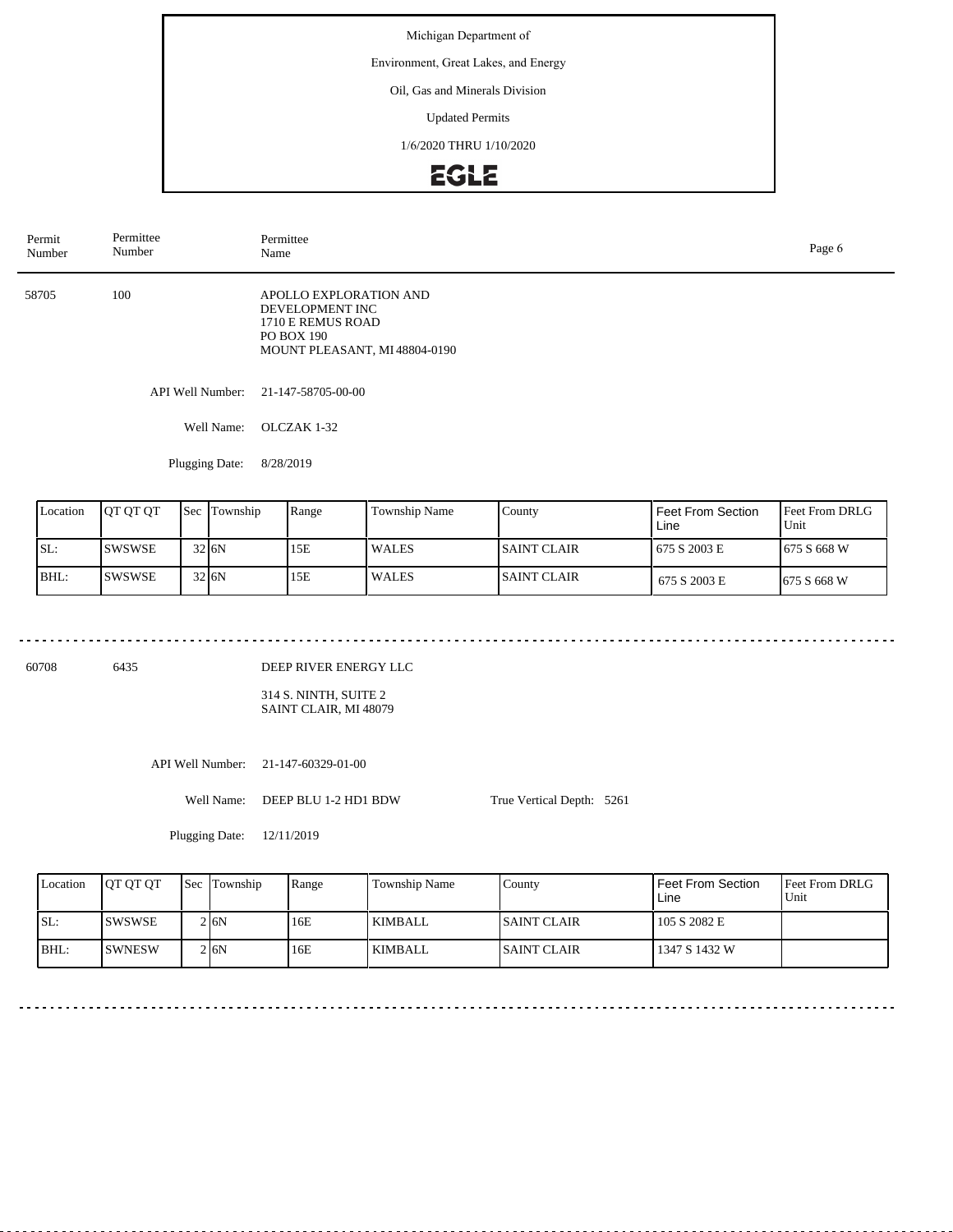Michigan Department of

Environment, Great Lakes, and Energy

Oil, Gas and Minerals Division

Updated Permits

1/6/2020 THRU 1/10/2020

EGLE

| Permit Number | Permittee Number | Permittee Name |
|---|---|---|

58705 | 100 | APOLLO EXPLORATION AND DEVELOPMENT INC
1710 E REMUS ROAD
PO BOX 190
MOUNT PLEASANT, MI 48804-0190

API Well Number: 21-147-58705-00-00

Well Name: OLCZAK 1-32

Plugging Date: 8/28/2019

| Location | QT QT QT | Sec | Township | Range | Township Name | County | Feet From Section Line | Feet From DRLG Unit |
|---|---|---|---|---|---|---|---|---|
| SL: | SWSWSE | 32 | 6N | 15E | WALES | SAINT CLAIR | 675 S 2003 E | 675 S 668 W |
| BHL: | SWSWSE | 32 | 6N | 15E | WALES | SAINT CLAIR | 675 S 2003 E | 675 S 668 W |

---

60708 | 6435 | DEEP RIVER ENERGY LLC
314 S. NINTH, SUITE 2
SAINT CLAIR, MI 48079

API Well Number: 21-147-60329-01-00

Well Name: DEEP BLU 1-2 HD1 BDW     True Vertical Depth: 5261

Plugging Date: 12/11/2019

| Location | QT QT QT | Sec | Township | Range | Township Name | County | Feet From Section Line | Feet From DRLG Unit |
|---|---|---|---|---|---|---|---|---|
| SL: | SWSWSE | 2 | 6N | 16E | KIMBALL | SAINT CLAIR | 105 S 2082 E | |
| BHL: | SWNESW | 2 | 6N | 16E | KIMBALL | SAINT CLAIR | 1347 S 1432 W | |

---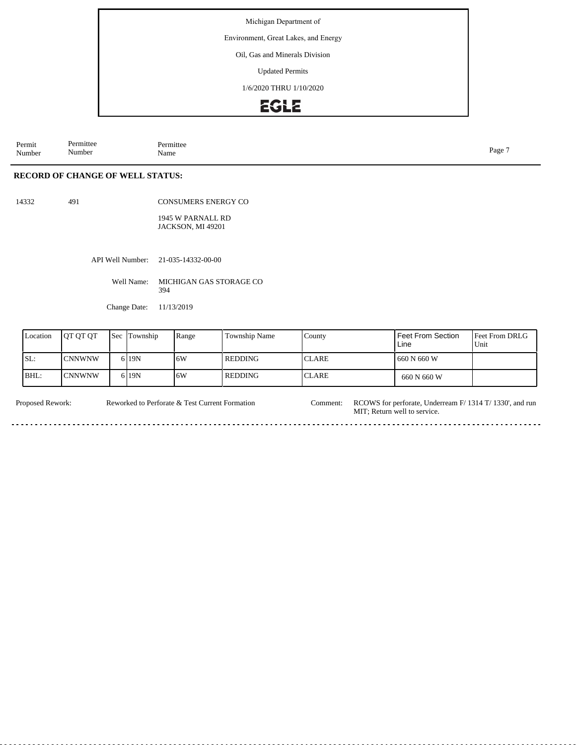Michigan Department of

Environment, Great Lakes, and Energy

Oil, Gas and Minerals Division

Updated Permits

1/6/2020 THRU 1/10/2020

EGLE

| Permit Number | Permittee Number | Permittee Name |
|---|---|---|

**RECORD OF CHANGE OF WELL STATUS:**

14332 491 CONSUMERS ENERGY CO

1945 W PARNALL RD
JACKSON, MI 49201

API Well Number: 21-035-14332-00-00

Well Name: MICHIGAN GAS STORAGE CO 394

Change Date: 11/13/2019

| Location | QT QT QT | Sec | Township | Range | Township Name | County | Feet From Section Line | Feet From DRLG Unit |
|---|---|---|---|---|---|---|---|---|
| SL: | CNNWNW | 6 | 19N | 6W | REDDING | CLARE | 660 N 660 W | |
| BHL: | CNNWNW | 6 | 19N | 6W | REDDING | CLARE | 660 N 660 W | |

Proposed Rework: Reworked to Perforate & Test Current Formation

Comment: RCOWS for perforate, Underream F/ 1314 T/ 1330', and run MIT; Return well to service.